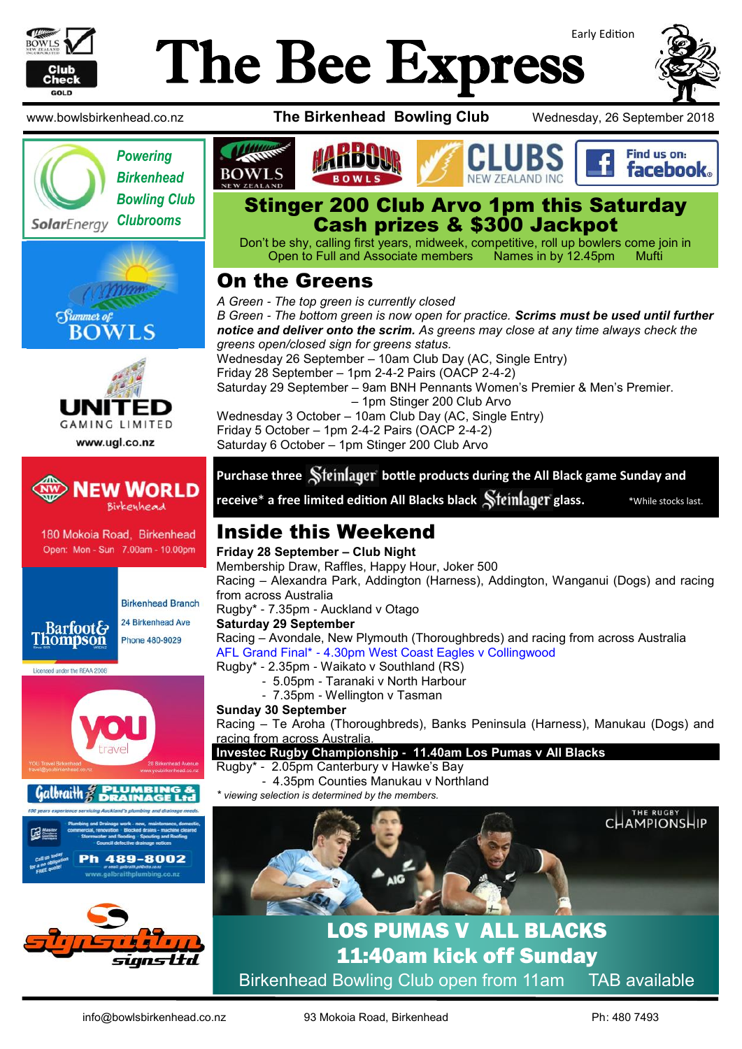# The Bee Express

Early Edition

www.bowlsbirkenhead.co.nz | **The Birkenhead Bowling Club** | Wednesday, 26 September 2018

*Powering Birkenhead Bowling Club Clubrooms* — SolarEnergy

## Stinger 200 Club Arvo 1pm this Saturday
## Cash prizes & $300 Jackpot

Don't be shy, calling first years, midweek, competitive, roll up bowlers come join in
Open to Full and Associate members   Names in by 12.45pm   Mufti

## On the Greens

*A Green - The top green is currently closed*
*B Green - The bottom green is now open for practice.* ***Scrims must be used until further notice and deliver onto the scrim.*** *As greens may close at any time always check the greens open/closed sign for greens status.*

Wednesday 26 September – 10am Club Day (AC, Single Entry)
Friday 28 September – 1pm 2-4-2 Pairs (OACP 2-4-2)
Saturday 29 September – 9am BNH Pennants Women's Premier & Men's Premier.
– 1pm Stinger 200 Club Arvo
Wednesday 3 October – 10am Club Day (AC, Single Entry)
Friday 5 October – 1pm 2-4-2 Pairs (OACP 2-4-2)
Saturday 6 October – 1pm Stinger 200 Club Arvo

**Purchase three Steinlager bottle products during the All Black game Sunday and receive* a free limited edition All Blacks black Steinlager glass.** *While stocks last.

## Inside this Weekend

**Friday 28 September – Club Night**
Membership Draw, Raffles, Happy Hour, Joker 500
Racing – Alexandra Park, Addington (Harness), Addington, Wanganui (Dogs) and racing from across Australia
Rugby* - 7.35pm - Auckland v Otago

**Saturday 29 September**
Racing – Avondale, New Plymouth (Thoroughbreds) and racing from across Australia
AFL Grand Final* - 4.30pm West Coast Eagles v Collingwood
Rugby* - 2.35pm - Waikato v Southland (RS)
- 5.05pm - Taranaki v North Harbour
- 7.35pm - Wellington v Tasman

**Sunday 30 September**
Racing – Te Aroha (Thoroughbreds), Banks Peninsula (Harness), Manukau (Dogs) and racing from across Australia.
**Investec Rugby Championship - 11.40am Los Pumas v All Blacks**
Rugby* - 2.05pm Canterbury v Hawke's Bay
- 4.35pm Counties Manukau v Northland

*\* viewing selection is determined by the members.*

## LOS PUMAS V ALL BLACKS
## 11:40am kick off Sunday

Birkenhead Bowling Club open from 11am   TAB available

**New World Birkenhead** — 180 Mokoia Road, Birkenhead. Open: Mon - Sun 7.00am - 10.00pm

**Barfoot & Thompson** — Birkenhead Branch, 24 Birkenhead Ave, Phone 480-9029. Licensed under the REAA 2008

**You Travel** — YOU Travel Birkenhead, travel@youbirkenhead.co.nz, 20 Birkenhead Avenue, www.youbirkenhead.co.nz

**Galbraith Plumbing & Drainage Ltd** — Ph 489-8002, www.galbraithplumbing.co.nz

**United Gaming Limited** — www.ugl.co.nz

**Signsation Signs Ltd**

info@bowlsbirkenhead.co.nz | 93 Mokoia Road, Birkenhead | Ph: 480 7493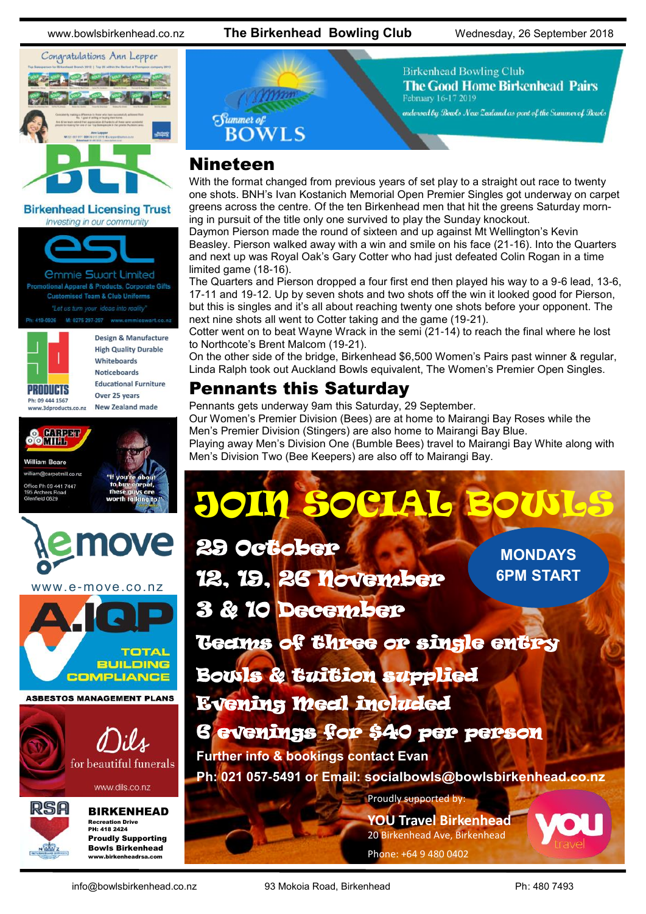Birkenhead Bowling Club
**The Good Home Birkenhead Pairs**
February 16-17 2019
endorsed by Bowls New Zealand as part of the Summer of Bowls

Summer of BOWLS

## Nineteen

With the format changed from previous years of set play to a straight out race to twenty one shots. BNH's Ivan Kostanich Memorial Open Premier Singles got underway on carpet greens across the centre. Of the ten Birkenhead men that hit the greens Saturday morning in pursuit of the title only one survived to play the Sunday knockout.

Daymon Pierson made the round of sixteen and up against Mt Wellington's Kevin Beasley. Pierson walked away with a win and smile on his face (21-16). Into the Quarters and next up was Royal Oak's Gary Cotter who had just defeated Colin Rogan in a time limited game (18-16).

The Quarters and Pierson dropped a four first end then played his way to a 9-6 lead, 13-6, 17-11 and 19-12. Up by seven shots and two shots off the win it looked good for Pierson, but this is singles and it's all about reaching twenty one shots before your opponent. The next nine shots all went to Cotter taking and the game (19-21).

Cotter went on to beat Wayne Wrack in the semi (21-14) to reach the final where he lost to Northcote's Brent Malcom (19-21).

On the other side of the bridge, Birkenhead $6,500 Women's Pairs past winner & regular, Linda Ralph took out Auckland Bowls equivalent, The Women's Premier Open Singles.

## Pennants this Saturday

Pennants gets underway 9am this Saturday, 29 September.

Our Women's Premier Division (Bees) are at home to Mairangi Bay Roses while the Men's Premier Division (Stingers) are also home to Mairangi Bay Blue.

Playing away Men's Division One (Bumble Bees) travel to Mairangi Bay White along with Men's Division Two (Bee Keepers) are also off to Mairangi Bay.

# JOIN SOCIAL BOWLS

**MONDAYS 6PM START**

29 October
12, 19, 26 November
3 & 10 December

Teams of three or single entry
Bowls & tuition supplied
Evening Meal included
6 evenings for $40 per person

**Further info & bookings contact Evan**
**Ph: 021 057-5491 or Email: socialbowls@bowlsbirkenhead.co.nz**

Proudly supported by:
**YOU Travel Birkenhead**
20 Birkenhead Ave, Birkenhead
Phone: +64 9 480 0402

---

Congratulations Ann Lepper

**Birkenhead Licensing Trust**
*Investing in our community*

**Emmie Swart Limited**
Promotional Apparel & Products, Corporate Gifts
Customised Team & Club Uniforms
"Let us turn your ideas into reality"
Ph: 410-0026 M: 0275 297-207 www.emmieswart.co.nz

**3D PRODUCTS**
Design & Manufacture
High Quality Durable
Whiteboards
Noticeboards
Educational Furniture
Over 25 years
New Zealand made
Ph: 09 444 1567
www.3dproducts.co.nz

**CARPET MILL**
William Beare
william@carpetmill.co.nz
Office Ph 09 441 7447
195 Archers Road
Glenfield 0629
"If you're about to buy carpet, these guys are worth talking to!"

**emove**
www.e-move.co.nz

**A.IQP**
TOTAL BUILDING COMPLIANCE
ASBESTOS MANAGEMENT PLANS

**Dils**
for beautiful funerals
www.dils.co.nz

**RSA BIRKENHEAD**
Recreation Drive
PH: 418 2424
**Proudly Supporting Bowls Birkenhead**
www.birkenheadrsa.com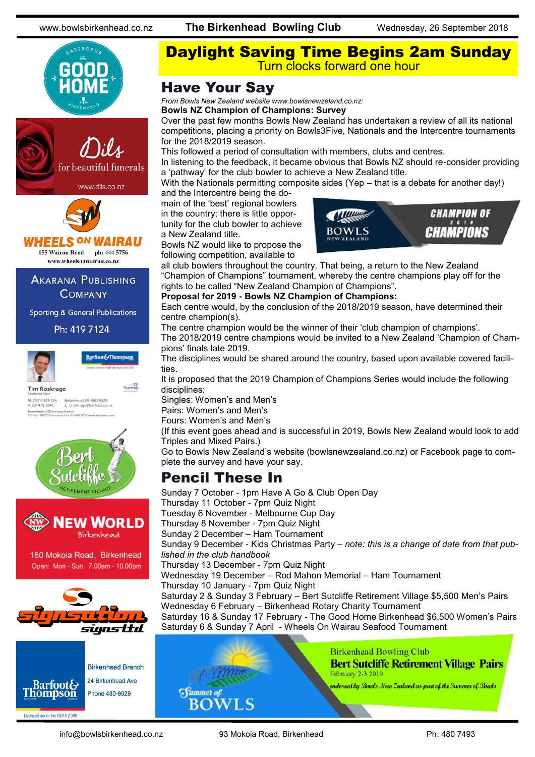# Daylight Saving Time Begins 2am Sunday

Turn clocks forward one hour

## Have Your Say

*From Bowls New Zealand website www.bowlsnewzealand.co.nz:*

**Bowls NZ Champion of Champions: Survey**

Over the past few months Bowls New Zealand has undertaken a review of all its national competitions, placing a priority on Bowls3Five, Nationals and the Intercentre tournaments for the 2018/2019 season.

This followed a period of consultation with members, clubs and centres.

In listening to the feedback, it became obvious that Bowls NZ should re-consider providing a 'pathway' for the club bowler to achieve a New Zealand title.

With the Nationals permitting composite sides (Yep – that is a debate for another day!) and the Intercentre being the domain of the 'best' regional bowlers in the country; there is little opportunity for the club bowler to achieve a New Zealand title.

Bowls NZ would like to propose the following competition, available to all club bowlers throughout the country. That being, a return to the New Zealand "Champion of Champions" tournament, whereby the centre champions play off for the rights to be called "New Zealand Champion of Champions".

**Proposal for 2019 - Bowls NZ Champion of Champions:**

Each centre would, by the conclusion of the 2018/2019 season, have determined their centre champion(s).

The centre champion would be the winner of their 'club champion of champions'.

The 2018/2019 centre champions would be invited to a New Zealand 'Champion of Champions' finals late 2019.

The disciplines would be shared around the country, based upon available covered facilities.

It is proposed that the 2019 Champion of Champions Series would include the following disciplines:

Singles: Women's and Men's

Pairs: Women's and Men's

Fours: Women's and Men's

(If this event goes ahead and is successful in 2019, Bowls New Zealand would look to add Triples and Mixed Pairs.)

Go to Bowls New Zealand's website (bowlsnewzealand.co.nz) or Facebook page to complete the survey and have your say.

## Pencil These In

Sunday 7 October - 1pm Have A Go & Club Open Day

Thursday 11 October - 7pm Quiz Night

Tuesday 6 November - Melbourne Cup Day

Thursday 8 November - 7pm Quiz Night

Sunday 2 December – Ham Tournament

Sunday 9 December - Kids Christmas Party – *note: this is a change of date from that published in the club handbook*

Thursday 13 December - 7pm Quiz Night

Wednesday 19 December – Rod Mahon Memorial – Ham Tournament

Thursday 10 January - 7pm Quiz Night

Saturday 2 & Sunday 3 February – Bert Sutcliffe Retirement Village $5,500 Men's Pairs

Wednesday 6 February – Birkenhead Rotary Charity Tournament

Saturday 16 & Sunday 17 February - The Good Home Birkenhead $6,500 Women's Pairs

Saturday 6 & Sunday 7 April - Wheels On Wairau Seafood Tournament

Birkenhead Bowling Club
**Bert Sutcliffe Retirement Village Pairs**
February 2-3 2019
*endorsed by Bowls New Zealand as part of the Summer of Bowls*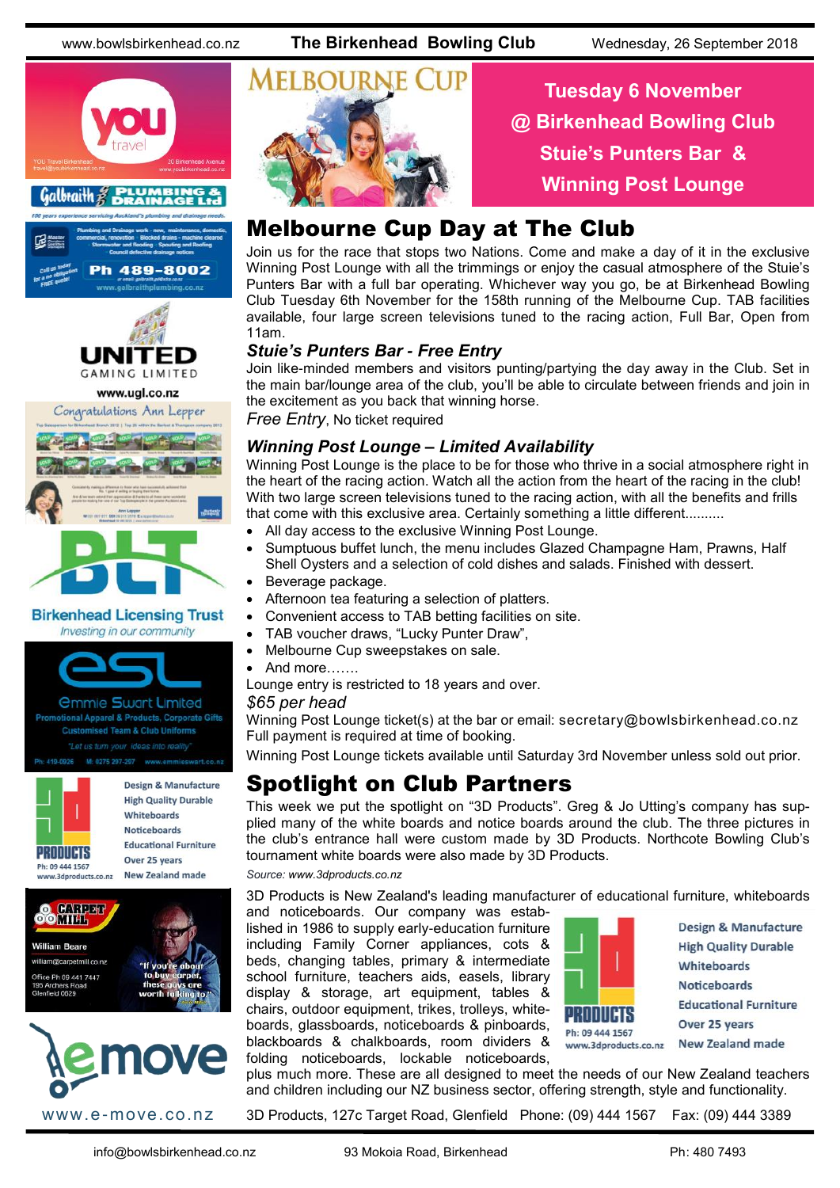MELBOURNE CUP

**Tuesday 6 November**
**@ Birkenhead Bowling Club**
**Stuie's Punters Bar & Winning Post Lounge**

# Melbourne Cup Day at The Club

Join us for the race that stops two Nations. Come and make a day of it in the exclusive Winning Post Lounge with all the trimmings or enjoy the casual atmosphere of the Stuie's Punters Bar with a full bar operating. Whichever way you go, be at Birkenhead Bowling Club Tuesday 6th November for the 158th running of the Melbourne Cup. TAB facilities available, four large screen televisions tuned to the racing action, Full Bar, Open from 11am.

### *Stuie's Punters Bar - Free Entry*

Join like-minded members and visitors punting/partying the day away in the Club. Set in the main bar/lounge area of the club, you'll be able to circulate between friends and join in the excitement as you back that winning horse.

*Free Entry*, No ticket required

### *Winning Post Lounge – Limited Availability*

Winning Post Lounge is the place to be for those who thrive in a social atmosphere right in the heart of the racing action. Watch all the action from the heart of the racing in the club! With two large screen televisions tuned to the racing action, with all the benefits and frills that come with this exclusive area. Certainly something a little different..........

- All day access to the exclusive Winning Post Lounge.
- Sumptuous buffet lunch, the menu includes Glazed Champagne Ham, Prawns, Half Shell Oysters and a selection of cold dishes and salads. Finished with dessert.
- Beverage package.
- Afternoon tea featuring a selection of platters.
- Convenient access to TAB betting facilities on site.
- TAB voucher draws, "Lucky Punter Draw",
- Melbourne Cup sweepstakes on sale.
- And more…….

Lounge entry is restricted to 18 years and over.

*$65 per head*

Winning Post Lounge ticket(s) at the bar or email: secretary@bowlsbirkenhead.co.nz

Full payment is required at time of booking.

Winning Post Lounge tickets available until Saturday 3rd November unless sold out prior.

# Spotlight on Club Partners

This week we put the spotlight on "3D Products". Greg & Jo Utting's company has supplied many of the white boards and notice boards around the club. The three pictures in the club's entrance hall were custom made by 3D Products. Northcote Bowling Club's tournament white boards were also made by 3D Products.

*Source: www.3dproducts.co.nz*

3D Products is New Zealand's leading manufacturer of educational furniture, whiteboards and noticeboards. Our company was established in 1986 to supply early-education furniture including Family Corner appliances, cots & beds, changing tables, primary & intermediate school furniture, teachers aids, easels, library display & storage, art equipment, tables & chairs, outdoor equipment, trikes, trolleys, whiteboards, glassboards, noticeboards & pinboards, blackboards & chalkboards, room dividers & folding noticeboards, lockable noticeboards, plus much more. These are all designed to meet the needs of our New Zealand teachers and children including our NZ business sector, offering strength, style and functionality.

Design & Manufacture
High Quality Durable
Whiteboards
Noticeboards
Educational Furniture
Over 25 years
New Zealand made
Ph: 09 444 1567
www.3dproducts.co.nz

3D Products, 127c Target Road, Glenfield Phone: (09) 444 1567 Fax: (09) 444 3389

---

YOU travel — YOU Travel Birkenhead, travel@youbirkenhead.co.nz, 20 Birkenhead Avenue, www.youbirkenhead.co.nz

Galbraith Plumbing & Drainage Ltd — 100 years experience servicing Auckland's plumbing and drainage needs. Plumbing and Drainage work - new, maintenance, domestic, commercial, renovation • Blocked drains – machine cleared • Stormwater and flooding • Spouting and Roofing • Council defective drainage notices. Call us today for a no obligation FREE quote! Ph 489-8002 or email galbraith.pl@xtra.co.nz, www.galbraithplumbing.co.nz

UNITED GAMING LIMITED — www.ugl.co.nz

Congratulations Ann Lepper

Birkenhead Licensing Trust — Investing in our community

esl — Emmie Swart Limited — Promotional Apparel & Products, Corporate Gifts, Customised Team & Club Uniforms. "Let us turn your ideas into reality" Ph: 410-0026 M: 0275 297-207 www.emmieswart.co.nz

3D PRODUCTS — Ph: 09 444 1567, www.3dproducts.co.nz — Design & Manufacture, High Quality Durable, Whiteboards, Noticeboards, Educational Furniture, Over 25 years, New Zealand made

CARPET MILL — William Beare, william@carpetmill.co.nz, Office Ph 09 441 7447, 195 Archers Road, Glenfield 0629. "If you're about to buy carpet, these guys are worth talking to!"

emove — www.e-move.co.nz